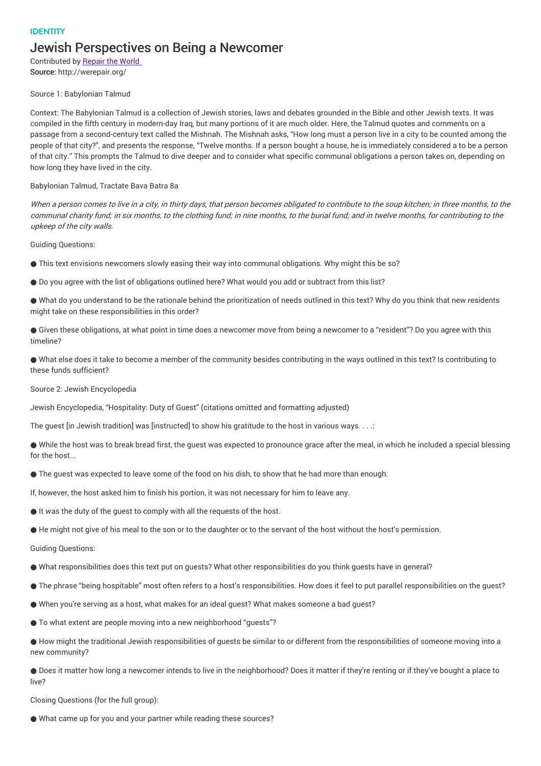IDENTITY

# Jewish Perspectives on Being a Newcomer

Contributed by [Repair the World]

**Source:** http://werepair.org/

Source 1: Babylonian Talmud

Context: The Babylonian Talmud is a collection of Jewish stories, laws and debates grounded in the Bible and other Jewish texts. It was compiled in the fifth century in modern-day Iraq, but many portions of it are much older. Here, the Talmud quotes and comments on a passage from a second-century text called the Mishnah. The Mishnah asks, "How long must a person live in a city to be counted among the people of that city?", and presents the response, "Twelve months. If a person bought a house, he is immediately considered a to be a person of that city." This prompts the Talmud to dive deeper and to consider what specific communal obligations a person takes on, depending on how long they have lived in the city.

Babylonian Talmud, Tractate Bava Batra 8a

*When a person comes to live in a city, in thirty days, that person becomes obligated to contribute to the soup kitchen; in three months, to the communal charity fund; in six months, to the clothing fund; in nine months, to the burial fund; and in twelve months, for contributing to the upkeep of the city walls.*

Guiding Questions:

- This text envisions newcomers slowly easing their way into communal obligations. Why might this be so?
- Do you agree with the list of obligations outlined here? What would you add or subtract from this list?
- What do you understand to be the rationale behind the prioritization of needs outlined in this text? Why do you think that new residents might take on these responsibilities in this order?
- Given these obligations, at what point in time does a newcomer move from being a newcomer to a "resident"? Do you agree with this timeline?
- What else does it take to become a member of the community besides contributing in the ways outlined in this text? Is contributing to these funds sufficient?

Source 2: Jewish Encyclopedia

Jewish Encyclopedia, "Hospitality: Duty of Guest" (citations omitted and formatting adjusted)

The guest [in Jewish tradition] was [instructed] to show his gratitude to the host in various ways. . . .:

- While the host was to break bread first, the guest was expected to pronounce grace after the meal, in which he included a special blessing for the host...
- The guest was expected to leave some of the food on his dish, to show that he had more than enough.

If, however, the host asked him to finish his portion, it was not necessary for him to leave any.

- It was the duty of the guest to comply with all the requests of the host.
- He might not give of his meal to the son or to the daughter or to the servant of the host without the host's permission.

Guiding Questions:

- What responsibilities does this text put on guests? What other responsibilities do you think guests have in general?
- The phrase "being hospitable" most often refers to a host's responsibilities. How does it feel to put parallel responsibilities on the guest?
- When you're serving as a host, what makes for an ideal guest? What makes someone a bad guest?
- To what extent are people moving into a new neighborhood "guests"?
- How might the traditional Jewish responsibilities of guests be similar to or different from the responsibilities of someone moving into a new community?
- Does it matter how long a newcomer intends to live in the neighborhood? Does it matter if they're renting or if they've bought a place to live?

Closing Questions (for the full group):

- What came up for you and your partner while reading these sources?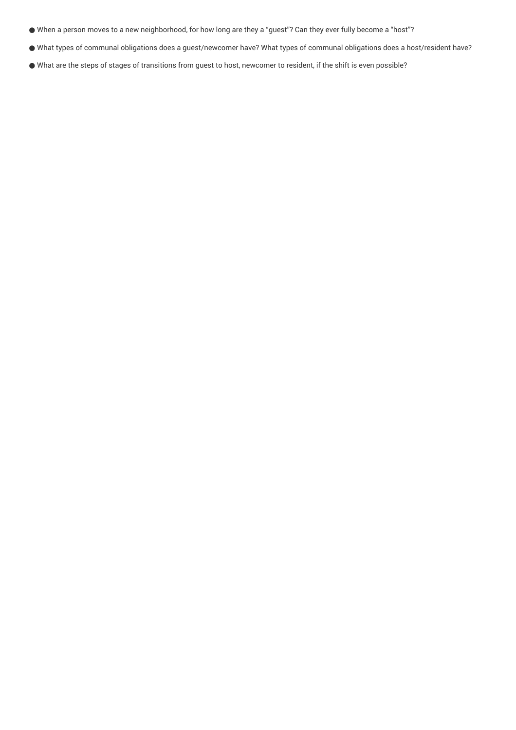- When a person moves to a new neighborhood, for how long are they a "guest"? Can they ever fully become a "host"?
- What types of communal obligations does a guest/newcomer have? What types of communal obligations does a host/resident have?
- What are the steps of stages of transitions from guest to host, newcomer to resident, if the shift is even possible?